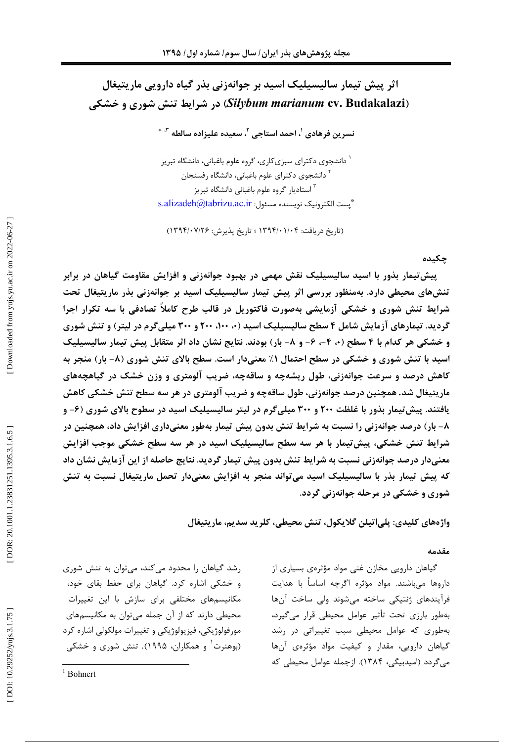# اثر پیش تیمار سالیسیلیک اسید بر جوانه‌زنی بذر گیاه دارویی ماریتیغال (*Silybum marianum* cv. Budakalazi) در شرایط تنش شوری و خشکی

**نسرین فرهادی [1]، احمد استاجی [2]، سعیده علیزاده ساالطه [3]، ***

[1] دانشجوی دکترای سبزی‌کاری، گروه علوم باغبانی، دانشگاه تبریز

[2] دانشجوی دکترای علوم باغبانی، دانشگاه رفسنجان

[3] استادیار گروه علوم باغبانی دانشگاه تبریز

*پست الکترونیک نویسنده مسئول: s.alizadeh@tabrizu.ac.ir

(تاریخ دریافت: ۱۳۹۴/۰۱/۰۴ ؛ تاریخ پذیرش: ۱۳۹۴/۰۷/۲۶)

## چکیده

**پیش‌تیمار بذور با اسید سالیسیلیک نقش مهمی در بهبود جوانه‌زنی و افزایش مقاومت گیاهان در برابر تنش‌های محیطی دارد. به‌منظور بررسی اثر پیش تیمار سالیسیلیک اسید بر جوانه‌زنی بذر ماریتیغال تحت شرایط تنش شوری و خشکی آزمایشی به‌صورت فاکتوریل در قالب طرح کاملاً تصادفی با سه تکرار اجرا گردید. تیمارهای آزمایش شامل ۴ سطح سالیسیلیک اسید (۰، ۱۰۰، ۲۰۰ و ۳۰۰ میلی‌گرم در لیتر) و تنش شوری و خشکی هر کدام با ۴ سطح (۰، ۴-، ۶- و ۸- بار) بودند. نتایج نشان داد اثر متقابل پیش تیمار سالیسیلیک اسید با تنش شوری و خشکی در سطح احتمال ۱٪ معنی‌دار است. سطح بالای تنش شوری (۸- بار) منجر به کاهش درصد و سرعت جوانه‌زنی، طول ریشه‌چه و ساقه‌چه، ضریب آلومتری و وزن خشک در گیاهچه‌های ماریتیغال شد. همچنین درصد جوانه‌زنی، طول ساقه‌چه و ضریب آلومتری در هر سه سطح تنش خشکی کاهش یافتند. پیش‌تیمار بذور با غلظت ۲۰۰ و ۳۰۰ میلی‌گرم در لیتر سالیسیلیک اسید در سطوح بالای شوری (۶- و ۸- بار) درصد جوانه‌زنی را نسبت به شرایط تنش بدون پیش تیمار به‌طور معنی‌داری افزایش داد، همچنین در شرایط تنش خشکی، پیش‌تیمار با هر سه سطح سالیسیلیک اسید در هر سه سطح خشکی موجب افزایش معنی‌دار در درصد جوانه‌زنی نسبت به شرایط تنش بدون پیش تیمار گردید. نتایج حاصله از این آزمایش نشان داد که پیش تیمار بذر با سالیسیلیک اسید می‌تواند منجر به افزایش معنی‌دار تحمل ماریتیغال نسبت به تنش شوری و خشکی در مرحله جوانه‌زنی گردد.**

**واژه‌های کلیدی: پلی‌اتیلن گلایکول، تنش محیطی، کلرید سدیم، ماریتیغال**

## مقدمه

گیاهان دارویی مخازن غنی مواد مؤثره‌ی بسیاری از داروها می‌باشند. مواد مؤثره اگرچه اساساً با هدایت فرآیندهای ژنتیکی ساخته می‌شوند ولی ساخت آن‌ها به‌طور بارزی تحت تأثیر عوامل محیطی قرار می‌گیرد، به‌طوری که عوامل محیطی سبب تغییراتی در رشد گیاهان دارویی، مقدار و کیفیت مواد مؤثره‌ی آن‌ها می‌گردد (امیدبیگی، ۱۳۸۴). ازجمله عوامل محیطی که رشد گیاهان را محدود می‌کند، می‌توان به تنش شوری و خشکی اشاره کرد. گیاهان برای حفظ بقای خود، مکانیسم‌های مختلفی برای سازش با این تغییرات محیطی دارند که از آن جمله می‌توان به مکانیسم‌های مورفولوژیکی، فیزیولوژیکی و تغییرات مولکولی اشاره کرد (بوهنرت[1] و همکاران، ۱۹۹۵). تنش شوری و خشکی

[1] Bohnert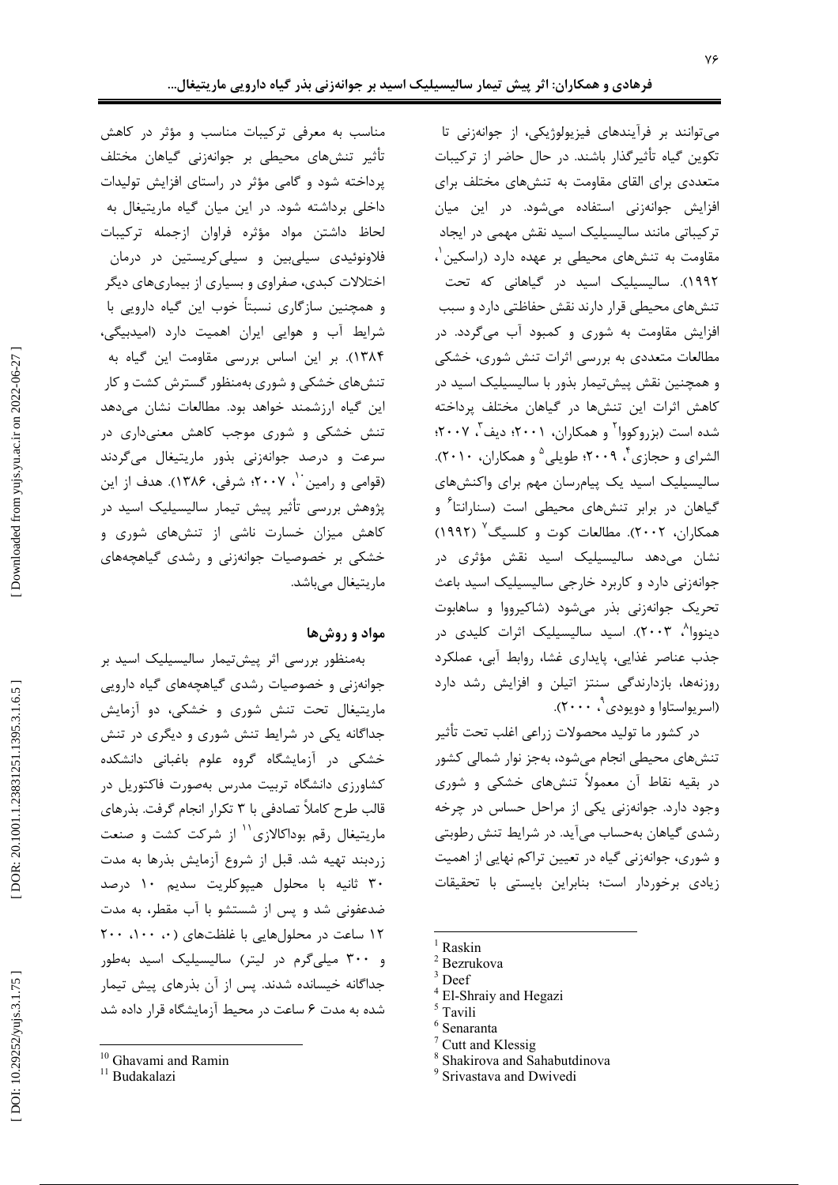می‌توانند بر فرآیندهای فیزیولوژیکی، از جوانه‌زنی تا تکوین گیاه تأثیرگذار باشند. در حال حاضر از ترکیبات متعددی برای القای مقاومت به تنش‌های مختلف برای افزایش جوانه‌زنی استفاده می‌شود. در این میان ترکیباتی مانند سالیسیلیک اسید نقش مهمی در ایجاد مقاومت به تنش‌های محیطی بر عهده دارد (راسکین[1]، ۱۹۹۲). سالیسیلیک اسید در گیاهانی که تحت تنش‌های محیطی قرار دارند نقش حفاظتی دارد و سبب افزایش مقاومت به شوری و کمبود آب می‌گردد. در مطالعات متعددی به بررسی اثرات تنش شوری، خشکی و همچنین نقش پیش‌تیمار بذور با سالیسیلیک اسید در کاهش اثرات این تنش‌ها در گیاهان مختلف پرداخته شده است (بزروکووا[2] و همکاران، ۲۰۰۱؛ دیف[3]، ۲۰۰۷؛ الشرای و حجازی[4]، ۲۰۰۹؛ طویلی[5] و همکاران، ۲۰۱۰). سالیسیلیک اسید یک پیام‌رسان مهم برای واکنش‌های گیاهان در برابر تنش‌های محیطی است (سنارانتا[6] و همکاران، ۲۰۰۲). مطالعات کوت و کلسیگ[7] (۱۹۹۲) نشان می‌دهد سالیسیلیک اسید نقش مؤثری در جوانه‌زنی دارد و کاربرد خارجی سالیسیلیک اسید باعث تحریک جوانه‌زنی بذر می‌شود (شاکیروووا و ساهابوت دینووا[8]، ۲۰۰۳). اسید سالیسیلیک اثرات کلیدی در جذب عناصر غذایی، پایداری غشا، روابط آبی، عملکرد روزنه‌ها، بازدارندگی سنتز اتیلن و افزایش رشد دارد (اسریواستاوا و دویودی[9]، ۲۰۰۰).

در کشور ما تولید محصولات زراعی اغلب تحت تأثیر تنش‌های محیطی انجام می‌شود، به‌جز نوار شمالی کشور در بقیه نقاط آن معمولاً تنش‌های خشکی و شوری وجود دارد. جوانه‌زنی یکی از مراحل حساس در چرخه رشدی گیاهان به‌حساب می‌آید. در شرایط تنش رطوبتی و شوری، جوانه‌زنی گیاه در تعیین تراکم نهایی از اهمیت زیادی برخوردار است؛ بنابراین بایستی با تحقیقات مناسب به معرفی ترکیبات مناسب و مؤثر در کاهش تأثیر تنش‌های محیطی بر جوانه‌زنی گیاهان مختلف پرداخته شود و گامی مؤثر در راستای افزایش تولیدات داخلی برداشته شود. در این میان گیاه ماریتیغال به لحاظ داشتن مواد مؤثره فراوان ازجمله ترکیبات فلاونوئیدی سیلی‌بین و سیلی‌کریستین در درمان اختلالات کبدی، صفراوی و بسیاری از بیماری‌های دیگر و همچنین سازگاری نسبتاً خوب این گیاه دارویی با شرایط آب و هوایی ایران اهمیت دارد (امیدبیگی، ۱۳۸۴). بر این اساس بررسی مقاومت این گیاه به تنش‌های خشکی و شوری به‌منظور گسترش کشت و کار این گیاه ارزشمند خواهد بود. مطالعات نشان می‌دهد تنش خشکی و شوری موجب کاهش معنی‌داری در سرعت و درصد جوانه‌زنی بذور ماریتیغال می‌گردند (قوامی و رامین[10]، ۲۰۰۷؛ شرفی، ۱۳۸۶). هدف از این پژوهش بررسی تأثیر پیش تیمار سالیسیلیک اسید در کاهش میزان خسارت ناشی از تنش‌های شوری و خشکی بر خصوصیات جوانه‌زنی و رشدی گیاهچه‌های ماریتیغال می‌باشد.

## مواد و روش‌ها

به‌منظور بررسی اثر پیش‌تیمار سالیسیلیک اسید بر جوانه‌زنی و خصوصیات رشدی گیاهچه‌های گیاه دارویی ماریتیغال تحت تنش شوری و خشکی، دو آزمایش جداگانه یکی در شرایط تنش شوری و دیگری در تنش خشکی در آزمایشگاه گروه علوم باغبانی دانشکده کشاورزی دانشگاه تربیت مدرس به‌صورت فاکتوریل در قالب طرح کاملاً تصادفی با ۳ تکرار انجام گرفت. بذرهای ماریتیغال رقم بوداکالازی[11] از شرکت کشت و صنعت زردبند تهیه شد. قبل از شروع آزمایش بذرها به مدت ۳۰ ثانیه با محلول هیپوکلریت سدیم ۱۰ درصد ضدعفونی شد و پس از شستشو با آب مقطر، به مدت ۱۲ ساعت در محلول‌هایی با غلظت‌های (۰، ۱۰۰، ۲۰۰ و ۳۰۰ میلی‌گرم در لیتر) سالیسیلیک اسید به‌طور جداگانه خیسانده شدند. پس از آن بذرهای پیش تیمار شده به مدت ۶ ساعت در محیط آزمایشگاه قرار داده شد

---

[1] Raskin
[2] Bezrukova
[3] Deef
[4] El-Shraiy and Hegazi
[5] Tavili
[6] Senaranta
[7] Cutt and Klessig
[8] Shakirova and Sahabutdinova
[9] Srivastava and Dwivedi
[10] Ghavami and Ramin
[11] Budakalazi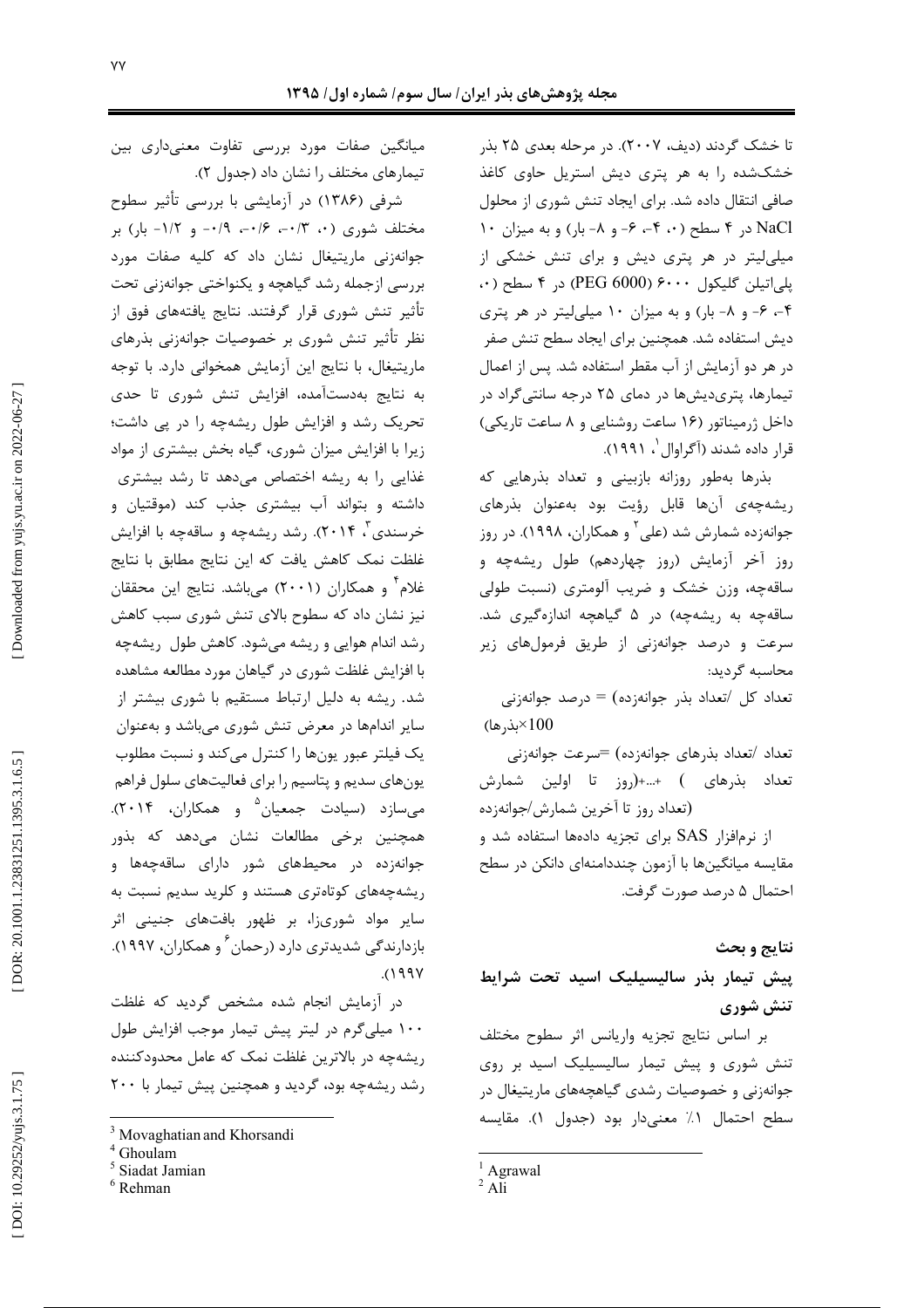تا خشک گردند (دیف، ۲۰۰۷). در مرحله بعدی ۲۵ بذر خشک‌شده را به هر پتری دیش استریل حاوی کاغذ صافی انتقال داده شد. برای ایجاد تنش شوری از محلول NaCl در ۴ سطح (۰، ۴-، ۶- و ۸- بار) و به میزان ۱۰ میلی‌لیتر در هر پتری دیش و برای تنش خشکی از پلی‌اتیلن گلیکول ۶۰۰۰ (PEG 6000) در ۴ سطح (۰، ۴-، ۶- و ۸- بار) و به میزان ۱۰ میلی‌لیتر در هر پتری دیش استفاده شد. همچنین برای ایجاد سطح تنش صفر در هر دو آزمایش از آب مقطر استفاده شد. پس از اعمال تیمارها، پتری‌دیش‌ها در دمای ۲۵ درجه سانتی‌گراد در داخل ژرمیناتور (۱۶ ساعت روشنایی و ۸ ساعت تاریکی) قرار داده شدند (آگراوال[1]، ۱۹۹۱).

بذرها به‌طور روزانه بازبینی و تعداد بذرهایی که ریشه‌چه‌ی آن‌ها قابل رؤیت بود به‌عنوان بذرهای جوانه‌زده شمارش شد (علی[2] و همکاران، ۱۹۹۸). در روز روز آخر آزمایش (روز چهاردهم) طول ریشه‌چه و ساقه‌چه، وزن خشک و ضریب آلومتری (نسبت طولی ساقه‌چه به ریشه‌چه) در ۵ گیاهچه اندازه‌گیری شد. سرعت و درصد جوانه‌زنی از طریق فرمول‌های زیر محاسبه گردید:

تعداد کل /تعداد بذر جوانه‌زده) = درصد جوانه‌زنی $100\times$بذرها)

تعداد /تعداد بذرهای جوانه‌زده) =سرعت جوانه‌زنی تعداد بذرهای ) +...+(روز تا اولین شمارش (تعداد روز تا آخرین شمارش/جوانه‌زده

از نرم‌افزار SAS برای تجزیه داده‌ها استفاده شد و مقایسه میانگین‌ها با آزمون چنددامنه‌ای دانکن در سطح احتمال ۵ درصد صورت گرفت.

## نتایج و بحث

### پیش تیمار بذر سالیسیلیک اسید تحت شرایط تنش شوری

بر اساس نتایج تجزیه واریانس اثر سطوح مختلف تنش شوری و پیش تیمار سالیسیلیک اسید بر روی جوانه‌زنی و خصوصیات رشدی گیاهچه‌های ماریتیغال در سطح احتمال ۱٪ معنی‌دار بود (جدول ۱). مقایسه میانگین صفات مورد بررسی تفاوت معنی‌داری بین تیمارهای مختلف را نشان داد (جدول ۲).

شرفی (۱۳۸۶) در آزمایشی با بررسی تأثیر سطوح مختلف شوری (۰، ۰/۳-، ۰/۶-، ۰/۹- و ۱/۲- بار) بر جوانه‌زنی ماریتیغال نشان داد که کلیه صفات مورد بررسی ازجمله رشد گیاهچه و یکنواختی جوانه‌زنی تحت تأثیر تنش شوری قرار گرفتند. نتایج یافته‌های فوق از نظر تأثیر تنش شوری بر خصوصیات جوانه‌زنی بذرهای ماریتیغال، با نتایج این آزمایش همخوانی دارد. با توجه به نتایج به‌دست‌آمده، افزایش تنش شوری تا حدی تحریک رشد و افزایش طول ریشه‌چه را در پی داشت؛ زیرا با افزایش میزان شوری، گیاه بخش بیشتری از مواد غذایی را به ریشه اختصاص می‌دهد تا رشد بیشتری داشته و بتواند آب بیشتری جذب کند (موقتیان و خرسندی[3]، ۲۰۱۴). رشد ریشه‌چه و ساقه‌چه با افزایش غلظت نمک کاهش یافت که این نتایج مطابق با نتایج غلام[4] و همکاران (۲۰۰۱) می‌باشد. نتایج این محققان نیز نشان داد که سطوح بالای تنش شوری سبب کاهش رشد اندام هوایی و ریشه می‌شود. کاهش طول ریشه‌چه با افزایش غلظت شوری در گیاهان مورد مطالعه مشاهده شد. ریشه به دلیل ارتباط مستقیم با شوری بیشتر از سایر اندام‌ها در معرض تنش شوری می‌باشد و به‌عنوان یک فیلتر عبور یون‌ها را کنترل می‌کند و نسبت مطلوب یون‌های سدیم و پتاسیم را برای فعالیت‌های سلول فراهم می‌سازد (سیادت جمعیان[5] و همکاران، ۲۰۱۴). همچنین برخی مطالعات نشان می‌دهد که بذور جوانه‌زده در محیط‌های شور دارای ساقه‌چه‌ها و ریشه‌چه‌های کوتاه‌تری هستند و کلرید سدیم نسبت به سایر مواد شوری‌زا، بر ظهور بافت‌های جنینی اثر بازدارندگی شدیدتری دارد (رحمان[6] و همکاران، ۱۹۹۷).

در آزمایش انجام شده مشخص گردید که غلظت ۱۰۰ میلی‌گرم در لیتر پیش تیمار موجب افزایش طول ریشه‌چه در بالاترین غلظت نمک که عامل محدودکننده رشد ریشه‌چه بود، گردید و همچنین پیش تیمار با ۲۰۰

---

[1] Agrawal
[2] Ali
[3] Movaghatian and Khorsandi
[4] Ghoulam
[5] Siadat Jamian
[6] Rehman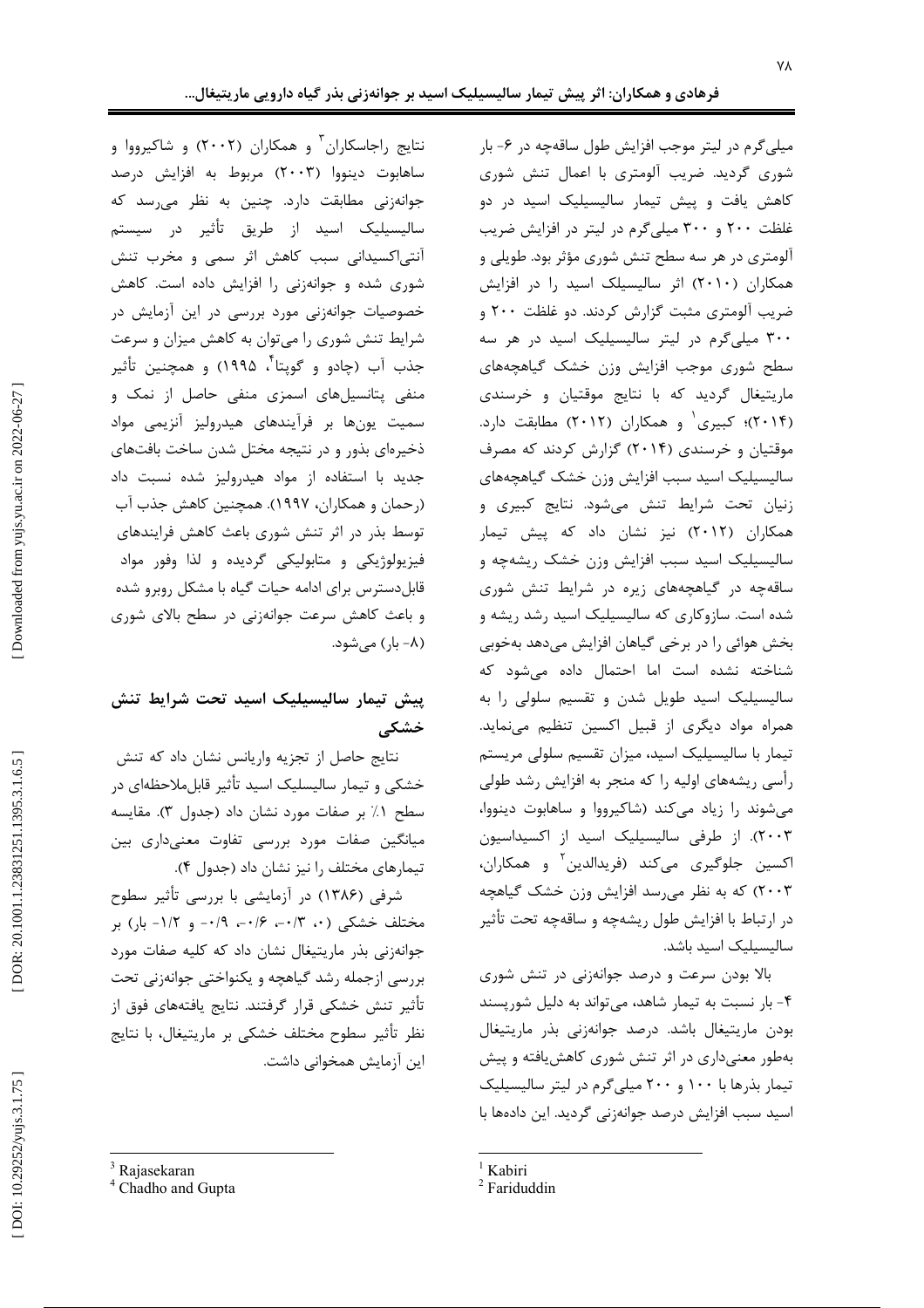میلی‌گرم در لیتر موجب افزایش طول ساقه‌چه در ۶- بار شوری گردید. ضریب آلومتری با اعمال تنش شوری کاهش یافت و پیش تیمار سالیسیلیک اسید در دو غلظت ۲۰۰ و ۳۰۰ میلی‌گرم در لیتر در افزایش ضریب آلومتری در هر سه سطح تنش شوری مؤثر بود. طویلی و همکاران (۲۰۱۰) اثر سالیسیلک اسید را در افزایش ضریب آلومتری مثبت گزارش کردند. دو غلظت ۲۰۰ و ۳۰۰ میلی‌گرم در لیتر سالیسیلیک اسید در هر سه سطح شوری موجب افزایش وزن خشک گیاهچه‌های ماریتیغال گردید که با نتایج موقتیان و خرسندی (۲۰۱۴)؛ کبیری[1] و همکاران (۲۰۱۲) مطابقت دارد. موقتیان و خرسندی (۲۰۱۴) گزارش کردند که مصرف سالیسیلیک اسید سبب افزایش وزن خشک گیاهچه‌های زنیان تحت شرایط تنش می‌شود. نتایج کبیری و همکاران (۲۰۱۲) نیز نشان داد که پیش تیمار سالیسیلیک اسید سبب افزایش وزن خشک ریشه‌چه و ساقه‌چه در گیاهچه‌های زیره در شرایط تنش شوری شده است. سازوکاری که سالیسیلیک اسید رشد ریشه و بخش هوائی را در برخی گیاهان افزایش می‌دهد به‌خوبی شناخته نشده است اما احتمال داده می‌شود که سالیسیلیک اسید طویل شدن و تقسیم سلولی را به همراه مواد دیگری از قبیل اکسین تنظیم می‌نماید. تیمار با سالیسیلیک اسید، میزان تقسیم سلولی مریستم رأسی ریشه‌های اولیه را که منجر به افزایش رشد طولی می‌شوند را زیاد می‌کند (شاکیرووا و ساهابوت دینووا، ۲۰۰۳). از طرفی سالیسیلیک اسید از اکسیداسیون اکسین جلوگیری می‌کند (فریدالدین[2] و همکاران، ۲۰۰۳) که به نظر می‌رسد افزایش وزن خشک گیاهچه در ارتباط با افزایش طول ریشه‌چه و ساقه‌چه تحت تأثیر سالیسیلیک اسید باشد.

بالا بودن سرعت و درصد جوانه‌زنی در تنش شوری ۴- بار نسبت به تیمار شاهد، می‌تواند به دلیل شورپسند بودن ماریتیغال باشد. درصد جوانه‌زنی بذر ماریتیغال به‌طور معنی‌داری در اثر تنش شوری کاهش‌یافته و پیش تیمار بذرها با ۱۰۰ و ۲۰۰ میلی‌گرم در لیتر سالیسیلیک اسید سبب افزایش درصد جوانه‌زنی گردید. این داده‌ها با نتایج راجاساکاران[3] و همکاران (۲۰۰۲) و شاکیرووا و ساهابوت دینووا (۲۰۰۳) مربوط به افزایش درصد جوانه‌زنی مطابقت دارد. چنین به نظر می‌رسد که سالیسیلیک اسید از طریق تأثیر در سیستم آنتی‌اکسیدانی سبب کاهش اثر سمی و مخرب تنش شوری شده و جوانه‌زنی را افزایش داده است. کاهش خصوصیات جوانه‌زنی مورد بررسی در این آزمایش در شرایط تنش شوری را می‌توان به کاهش میزان و سرعت جذب آب (چادو و گوپتا[4]، ۱۹۹۵) و همچنین تأثیر منفی پتانسیل‌های اسمزی منفی حاصل از نمک و سمیت یون‌ها بر فرآیندهای هیدرولیز آنزیمی مواد ذخیره‌ای بذور و در نتیجه مختل شدن ساخت بافت‌های جدید با استفاده از مواد هیدرولیز شده نسبت داد (رحمان و همکاران، ۱۹۹۷). همچنین کاهش جذب آب توسط بذر در اثر تنش شوری باعث کاهش فرایندهای فیزیولوژیکی و متابولیکی گردیده و لذا وفور مواد قابل‌دسترس برای ادامه حیات گیاه با مشکل روبرو شده و باعث کاهش سرعت جوانه‌زنی در سطح بالای شوری (۸- بار) می‌شود.

## پیش تیمار سالیسیلیک اسید تحت شرایط تنش خشکی

نتایج حاصل از تجزیه واریانس نشان داد که تنش خشکی و تیمار سالیسلیک اسید تأثیر قابل‌ملاحظه‌ای در سطح ۱٪ بر صفات مورد نشان داد (جدول ۳). مقایسه میانگین صفات مورد بررسی تفاوت معنی‌داری بین تیمارهای مختلف را نیز نشان داد (جدول ۴).

شرفی (۱۳۸۶) در آزمایشی با بررسی تأثیر سطوح مختلف خشکی (۰، ۰/۳-، ۰/۶-، ۰/۹- و ۱/۲- بار) بر جوانه‌زنی بذر ماریتیغال نشان داد که کلیه صفات مورد بررسی ازجمله رشد گیاهچه و یکنواختی جوانه‌زنی تحت تأثیر تنش خشکی قرار گرفتند. نتایج یافته‌های فوق از نظر تأثیر سطوح مختلف خشکی بر ماریتیغال، با نتایج این آزمایش همخوانی داشت.

---

[1] Kabiri
[2] Fariduddin
[3] Rajasekaran
[4] Chadho and Gupta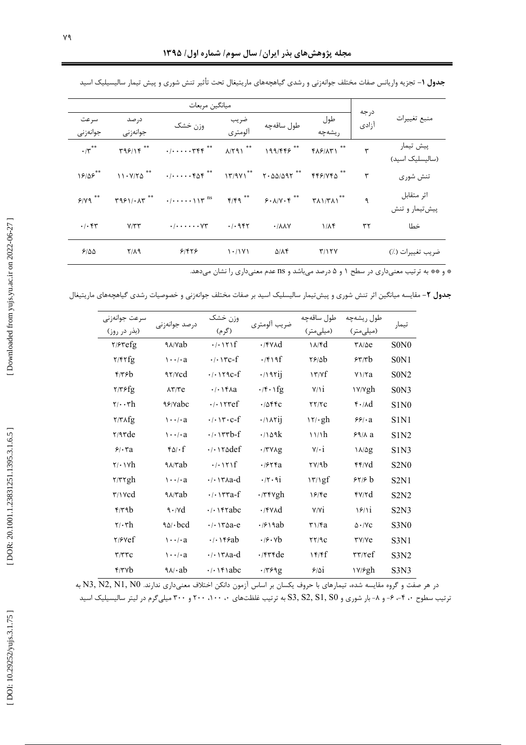**جدول ۱**- تجزیه واریانس صفات مختلف جوانه‌زنی و رشدی گیاهچه‌های ماریتیغال تحت تأثیر تنش شوری و پیش تیمار سالیسیلیک اسید

| منبع تغییرات | درجه آزادی | میانگین مربعات | | | | | |
|---|---|---|---|---|---|---|---|
| | | طول ریشه‌چه | طول ساقه‌چه | ضریب آلومتری | وزن خشک | درصد جوانه‌زنی | سرعت جوانه‌زنی |
| پیش تیمار (سالیسلیک اسید) | ۳ | \*\*۴۸۶/۸۳۱ | \*\*۱۹۹/۴۴۶ | \*\*۸/۲۹۱ | \*\*۰/۰۰۰۰۰۳۴۴ | \*\*۳۹۶/۱۴ | \*\*۰/۳ |
| تنش شوری | ۳ | \*\*۴۴۶/۷۴۵ | \*\*۲۰۵۵/۵۹۲ | \*\*۱۳/۹۷۱ | \*\*۰/۰۰۰۰۰۴۵۴ | \*\*۱۱۰۷/۲۵ | \*\*۱۶/۵۶ |
| اثر متقابل پیش‌تیمار و تنش | ۹ | \*\*۳۸۱/۳۸۱ | \*\*۶۰۸/۷۰۴ | \*\*۴/۴۹ | ns۰/۰۰۰۰۰۱۱۳ | \*\*۳۹۶۱/۰۸۳ | \*\*۶/۷۹ |
| خطا | ۳۲ | ۱/۸۴ | ۰/۸۸۷ | ۰/۰۹۴۲ | ۰/۰۰۰۰۰۰۷۳ | ۷/۳۳ | ۰/۰۴۳ |
| ضریب تغییرات (٪) | | ۳/۱۲۷ | ۵/۸۴ | ۱۰/۱۷۱ | ۶/۴۲۶ | ۲/۸۹ | ۶/۵۵ |

\* و \*\* به ترتیب معنی‌داری در سطح ۱ و ۵ درصد می‌باشد و ns عدم معنی‌داری را نشان می‌دهد.

**جدول ۲**- مقایسه میانگین اثر تنش شوری و پیش‌تیمار سالیسلیک اسید بر صفات مختلف جوانه‌زنی و خصوصیات رشدی گیاهچه‌های ماریتیغال

| تیمار | طول ریشه‌چه (میلی‌متر) | طول ساقه‌چه (میلی‌متر) | ضریب آلومتری | وزن خشک (گرم) | درصد جوانه‌زنی | سرعت جوانه‌زنی (بذر در روز) |
|---|---|---|---|---|---|---|
| S0N0 | ۳۸/۵e | ۱۸/۴d | ۰/۴۷۸d | ۰/۰۱۲۱f | ۹۸/۷ab | ۲/۶۳efg |
| S0N1 | ۶۳/۳b | ۲۶/۵b | ۰/۴۱۹f | ۰/۰۱۳c-f | ۱۰۰/۰a | ۲/۴۲fg |
| S0N2 | ۷۱/۲a | ۱۳/۷f | ۰/۱۹۲ij | ۰/۰۱۲۹c-f | ۹۲/۷cd | ۴/۳۶b |
| S0N3 | ۱۷/۷gh | ۷/۱i | ۰/۴۰۱fg | ۰/۰۱۴۸a | ۸۳/۳e | ۲/۳۶fg |
| S1N0 | ۴۰/۸d | ۲۲/۲c | ۰/۵۴۴c | ۰/۰۱۲۳ef | ۹۶/۷abc | ۲/۰۰۳h |
| S1N1 | ۶۶/۰a | ۱۲/۰gh | ۰/۱۸۲ij | ۰/۰۱۳۰c-f | ۱۰۰/۰a | ۲/۳۸fg |
| S1N2 | ۶۹/۸ a | ۱۱/۱h | ۰/۱۵۹k | ۰/۰۱۳۳b-f | ۱۰۰/۰a | ۲/۹۳de |
| S1N3 | ۱۸/۵g | ۷/۰i | ۰/۳۷۸g | ۰/۰۱۲۵def | ۴۵/۰f | ۶/۰۳a |
| S2N0 | ۴۴/۷d | ۲۷/۹b | ۰/۶۲۴a | ۰/۰۱۲۱f | ۹۸/۳ab | ۲/۰۱۷h |
| S2N1 | ۶۲/۶ b | ۱۳/۱gf | ۰/۲۰۹i | ۰/۰۱۳۸a-d | ۱۰۰/۰a | ۲/۳۲gh |
| S2N2 | ۴۷/۲d | ۱۶/۴e | ۰/۳۴۷gh | ۰/۰۱۳۳a-f | ۹۸/۳ab | ۳/۱۷cd |
| S2N3 | ۱۶/۱i | ۷/۷i | ۰/۴۷۸d | ۰/۰۱۴۲abc | ۹۰/۷d | ۴/۳۹b |
| S3N0 | ۵۰/۷c | ۳۱/۴a | ۰/۶۱۹ab | ۰/۰۱۳۵a-e | ۹۵/۰bcd | ۲/۰۳h |
| S3N1 | ۳۷/۷e | ۲۲/۹c | ۰/۶۰۷b | ۰/۰۱۴۶ab | ۱۰۰/۰a | ۲/۶۷ef |
| S3N2 | ۳۳/۲ef | ۱۴/۴f | ۰/۴۳۴de | ۰/۰۱۳۸a-d | ۱۰۰/۰a | ۳/۳۳c |
| S3N3 | ۱۷/۶gh | ۶/۵i | ۰/۳۶۹g | ۰/۰۱۴۱abc | ۹۸/۰ab | ۴/۳۷b |

در هر صفت و گروه مقایسه شده، تیمارهای با حروف یکسان بر اساس آزمون دانکن اختلاف معنی‌داری ندارند. N3, N2, N1, N0 به ترتیب سطوح ۰، ۴-، ۶- و ۸- بار شوری و S3, S2, S1, S0 به ترتیب غلظت‌های ۰، ۱۰۰، ۲۰۰ و ۳۰۰ میلی‌گرم در لیتر سالیسیلیک اسید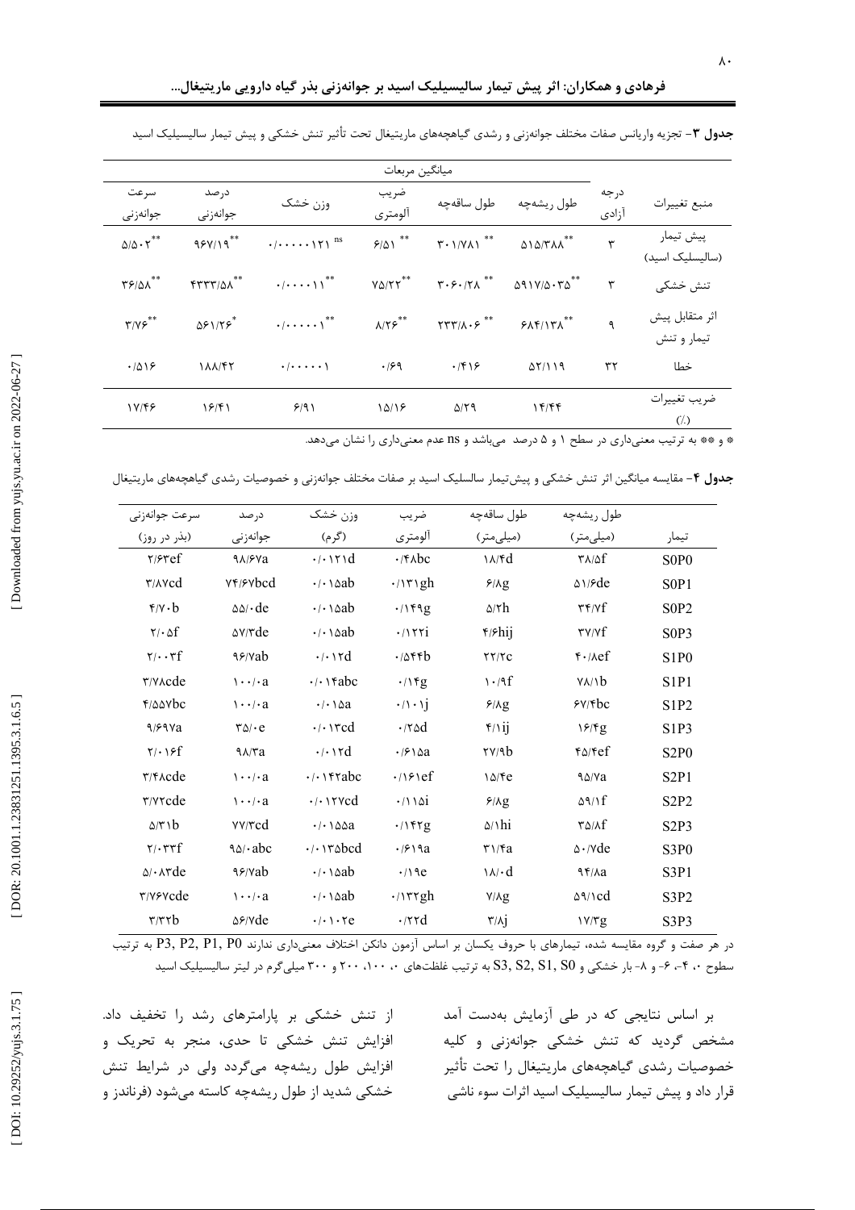**جدول ۳**- تجزیه واریانس صفات مختلف جوانه‌زنی و رشدی گیاهچه‌های ماریتیغال تحت تأثیر تنش خشکی و پیش تیمار سالیسیلیک اسید

| منبع تغییرات | درجه آزادی | میانگین مربعات | | | | | |
|---|---|---|---|---|---|---|---|
| | | طول ریشه‌چه | طول ساقه‌چه | ضریب آلومتری | وزن خشک | درصد جوانه‌زنی | سرعت جوانه‌زنی |
| پیش تیمار (سالیسیلیک اسید) | ۳ | \*\*۵۱۵/۳۸۸ | \*\*۳۰۱/۷۸۱ | \*\*۶/۵۱ | ns۰/۰۰۰۰۰۱۲۱ | \*\*۹۶۷/۱۹ | \*\*۵/۵۰۲ |
| تنش خشکی | ۳ | \*\*۵۹۱۷/۵۰۳۵ | \*\*۳۰۶۰/۲۸ | \*\*۷۵/۲۲ | \*\*۰/۰۰۰۰۱۱ | \*\*۴۳۳۳/۵۸ | \*\*۳۶/۵۸ |
| اثر متقابل پیش تیمار و تنش | ۹ | \*\*۶۸۴/۱۳۸ | \*\*۲۳۳/۸۰۶ | \*\*۸/۲۶ | \*\*۰/۰۰۰۰۰۱ | \*۵۶۱/۲۶ | \*\*۳/۷۶ |
| خطا | ۳۲ | ۵۲/۱۱۹ | ۰/۴۱۶ | ۰/۶۹ | ۰/۰۰۰۰۰۰۱ | ۱۸۸/۴۲ | ۰/۵۱۶ |
| ضریب تغییرات (٪) | | ۱۴/۴۴ | ۵/۲۹ | ۱۵/۱۶ | ۶/۹۱ | ۱۶/۴۱ | ۱۷/۴۶ |

\* و \*\* به ترتیب معنی‌داری در سطح ۱ و ۵ درصد می‌باشد و ns عدم معنی‌داری را نشان می‌دهد.

**جدول ۴**- مقایسه میانگین اثر تنش خشکی و پیش‌تیمار سالسلیک اسید بر صفات مختلف جوانه‌زنی و خصوصیات رشدی گیاهچه‌های ماریتیغال

| تیمار | طول ریشه‌چه (میلی‌متر) | طول ساقه‌چه (میلی‌متر) | ضریب آلومتری | وزن خشک (گرم) | درصد جوانه‌زنی | سرعت جوانه‌زنی (بذر در روز) |
|---|---|---|---|---|---|---|
| S0P0 | ۳۸/۵f | ۱۸/۴d | ۰/۴۸bc | ۰/۰۱۲۱d | ۹۸/۶۷a | ۲/۶۳ef |
| S0P1 | ۵۱/۶de | ۶/۸g | ۰/۱۳۱gh | ۰/۰۱۵ab | ۷۴/۶۷bcd | ۳/۸۷cd |
| S0P2 | ۳۴/۷f | ۵/۲h | ۰/۱۴۹g | ۰/۰۱۵ab | ۵۵/۰de | ۴/۷۰b |
| S0P3 | ۳۷/۷f | ۴/۶hij | ۰/۱۲۲i | ۰/۰۱۵ab | ۵۷/۳de | ۲/۰۵f |
| S1P0 | ۴۰/۸ef | ۲۲/۲c | ۰/۵۴۴b | ۰/۰۱۲d | ۹۶/۷ab | ۲/۰۰۳f |
| S1P1 | ۷۸/۱b | ۱۰/۹f | ۰/۱۴g | ۰/۰۱۴abc | ۱۰۰/۰a | ۳/۷۸cde |
| S1P2 | ۶۷/۴bc | ۶/۸g | ۰/۱۰۱j | ۰/۰۱۵a | ۱۰۰/۰a | ۴/۵۵۷bc |
| S1P3 | ۱۶/۴g | ۴/۱ij | ۰/۲۵d | ۰/۰۱۳cd | ۳۵/۰e | ۹/۶۹۷a |
| S2P0 | ۴۵/۴ef | ۲۷/۹b | ۰/۶۱۵a | ۰/۰۱۲d | ۹۸/۳a | ۲/۰۱۶f |
| S2P1 | ۹۵/۷a | ۱۵/۴e | ۰/۱۶۱ef | ۰/۰۱۴۲abc | ۱۰۰/۰a | ۳/۴۸cde |
| S2P2 | ۵۹/۱f | ۶/۸g | ۰/۱۱۵i | ۰/۰۱۲۷cd | ۱۰۰/۰a | ۳/۷۲cde |
| S2P3 | ۳۵/۸f | ۵/۱hi | ۰/۱۴۲g | ۰/۰۱۵۵a | ۷۷/۳cd | ۵/۳۱b |
| S3P0 | ۵۰/۷de | ۳۱/۴a | ۰/۶۱۹a | ۰/۰۱۳۵bcd | ۹۵/۰abc | ۲/۰۳۳f |
| S3P1 | ۹۴/۸a | ۱۸/۰d | ۰/۱۹e | ۰/۰۱۵ab | ۹۶/۷ab | ۵/۰۸۳de |
| S3P2 | ۵۹/۱cd | ۷/۸g | ۰/۱۳۲gh | ۰/۰۱۵ab | ۱۰۰/۰a | ۳/۷۶۷cde |
| S3P3 | ۱۷/۳g | ۳/۸j | ۰/۲۲d | ۰/۰۱۰۲e | ۵۶/۷de | ۳/۳۲b |

در هر صفت و گروه مقایسه شده، تیمارهای با حروف یکسان بر اساس آزمون دانکن اختلاف معنی‌داری ندارند P3, P2, P1, P0 به ترتیب سطوح ۰، ۴-، ۶- و ۸- بار خشکی و S3, S2, S1, S0 به ترتیب غلظت‌های ۰، ۱۰۰، ۲۰۰ و ۳۰۰ میلی‌گرم در لیتر سالیسیلیک اسید

بر اساس نتایجی که در طی آزمایش به‌دست آمد مشخص گردید که تنش خشکی جوانه‌زنی و کلیه خصوصیات رشدی گیاهچه‌های ماریتیغال را تحت تأثیر قرار داد و پیش تیمار سالیسیلیک اسید اثرات سوء ناشی از تنش خشکی بر پارامترهای رشد را تخفیف داد. افزایش تنش خشکی تا حدی، منجر به تحریک و افزایش طول ریشه‌چه می‌گردد ولی در شرایط تنش خشکی شدید از طول ریشه‌چه کاسته می‌شود (فرناندز و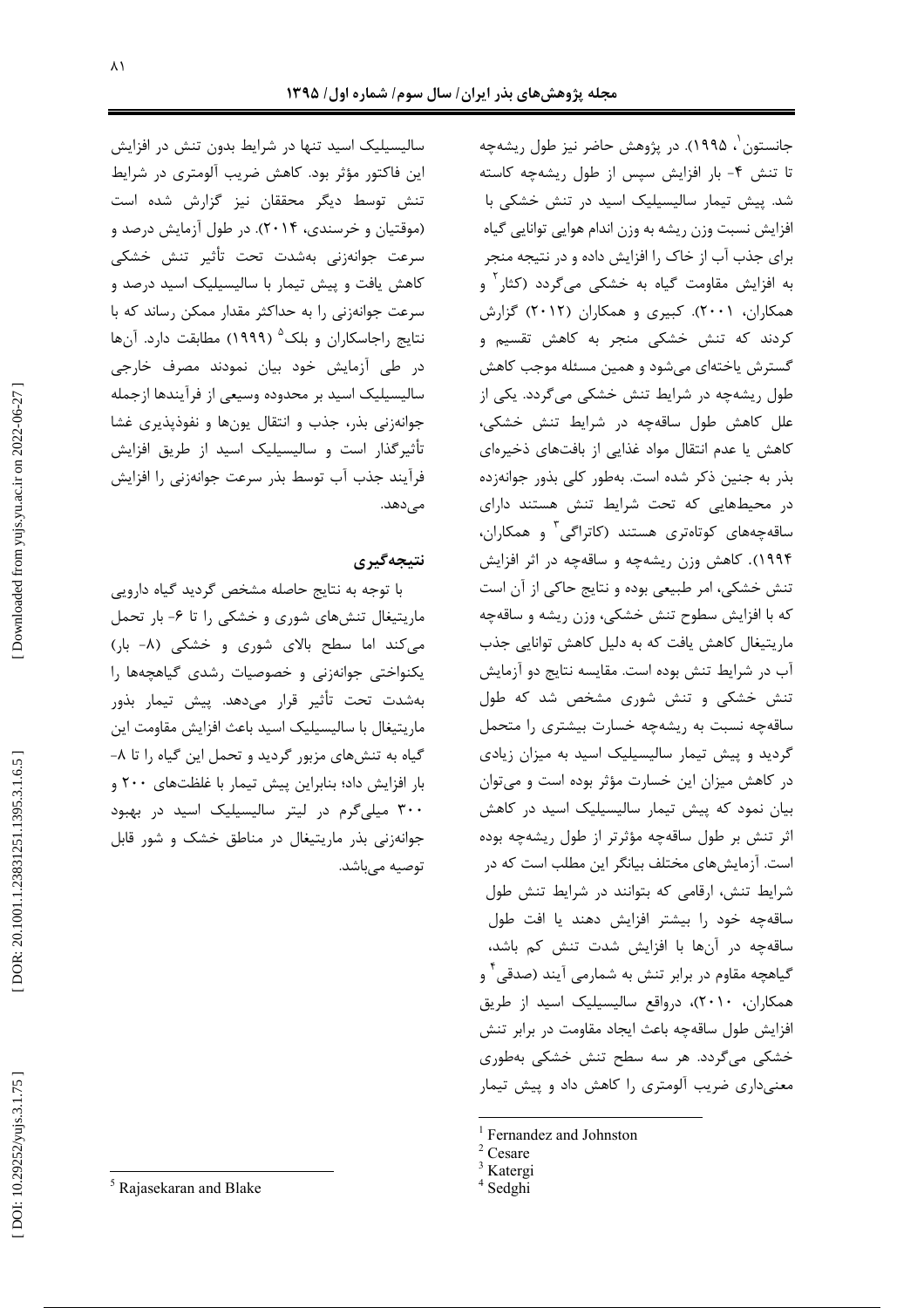جانستون[1]، ۱۹۹۵). در پژوهش حاضر نیز طول ریشه‌چه تا تنش ۴- بار افزایش سپس از طول ریشه‌چه کاسته شد. پیش تیمار سالیسیلیک اسید در تنش خشکی با افزایش نسبت وزن ریشه به وزن اندام هوایی توانایی گیاه برای جذب آب از خاک را افزایش داده و در نتیجه منجر به افزایش مقاومت گیاه به خشکی می‌گردد (کثار[2] و همکاران، ۲۰۰۱). کبیری و همکاران (۲۰۱۲) گزارش کردند که تنش خشکی منجر به کاهش تقسیم و گسترش یاخته‌ای می‌شود و همین مسئله موجب کاهش طول ریشه‌چه در شرایط تنش خشکی می‌گردد. یکی از علل کاهش طول ساقه‌چه در شرایط تنش خشکی، کاهش یا عدم انتقال مواد غذایی از بافت‌های ذخیره‌ای بذر به جنین ذکر شده است. به‌طور کلی بذور جوانه‌زده در محیط‌هایی که تحت شرایط تنش هستند دارای ساقه‌چه‌های کوتاه‌تری هستند (کاتراگی[3] و همکاران، ۱۹۹۴). کاهش وزن ریشه‌چه و ساقه‌چه در اثر افزایش تنش خشکی، امر طبیعی بوده و نتایج حاکی از آن است که با افزایش سطوح تنش خشکی، وزن ریشه و ساقه‌چه ماریتیغال کاهش یافت که به دلیل کاهش توانایی جذب آب در شرایط تنش بوده است. مقایسه نتایج دو آزمایش تنش خشکی و تنش شوری مشخص شد که طول ساقه‌چه نسبت به ریشه‌چه خسارت بیشتری را متحمل گردید و پیش تیمار سالیسیلیک اسید به میزان زیادی در کاهش میزان این خسارت مؤثر بوده است و می‌توان بیان نمود که پیش تیمار سالیسیلیک اسید در کاهش اثر تنش بر طول ساقه‌چه مؤثرتر از طول ریشه‌چه بوده است. آزمایش‌های مختلف بیانگر این مطلب است که در شرایط تنش، ارقامی که بتوانند در شرایط تنش طول ساقه‌چه خود را بیشتر افزایش دهند یا افت طول ساقه‌چه در آن‌ها با افزایش شدت تنش کم باشد، گیاهچه مقاوم در برابر تنش به شمار می‌آیند (صدقی[4] و همکاران، ۲۰۱۰)، درواقع سالیسیلیک اسید از طریق افزایش طول ساقه‌چه باعث ایجاد مقاومت در برابر تنش خشکی می‌گردد. هر سه سطح تنش خشکی به‌طوری معنی‌داری ضریب آلومتری را کاهش داد و پیش تیمار سالیسیلیک اسید تنها در شرایط بدون تنش در افزایش این فاکتور مؤثر بود. کاهش ضریب آلومتری در شرایط تنش توسط دیگر محققان نیز گزارش شده است (موقتیان و خرسندی، ۲۰۱۴). در طول آزمایش درصد و سرعت جوانه‌زنی به‌شدت تحت تأثیر تنش خشکی کاهش یافت و پیش تیمار با سالیسیلیک اسید درصد و سرعت جوانه‌زنی را به حداکثر مقدار ممکن رساند که با نتایج راجاسکاران و بلک[5] (۱۹۹۹) مطابقت دارد. آن‌ها در طی آزمایش خود بیان نمودند مصرف خارجی سالیسیلیک اسید بر محدوده وسیعی از فرآیندها ازجمله جوانه‌زنی بذر، جذب و انتقال یون‌ها و نفوذپذیری غشا تأثیرگذار است و سالیسیلیک اسید از طریق افزایش فرآیند جذب آب توسط بذر سرعت جوانه‌زنی را افزایش می‌دهد.

## نتیجه‌گیری

با توجه به نتایج حاصله مشخص گردید گیاه دارویی ماریتیغال تنش‌های شوری و خشکی را تا ۶- بار تحمل می‌کند اما سطح بالای شوری و خشکی (۸- بار) یکنواختی جوانه‌زنی و خصوصیات رشدی گیاهچه‌ها را به‌شدت تحت تأثیر قرار می‌دهد. پیش تیمار بذور ماریتیغال با سالیسیلیک اسید باعث افزایش مقاومت این گیاه به تنش‌های مزبور گردید و تحمل این گیاه را تا ۸- بار افزایش داد؛ بنابراین پیش تیمار با غلظت‌های ۲۰۰ و ۳۰۰ میلی‌گرم در لیتر سالیسیلیک اسید در بهبود جوانه‌زنی بذر ماریتیغال در مناطق خشک و شور قابل توصیه می‌باشد.

---

[1] Fernandez and Johnston

[2] Cesare

[3] Katergi

[4] Sedghi

[5] Rajasekaran and Blake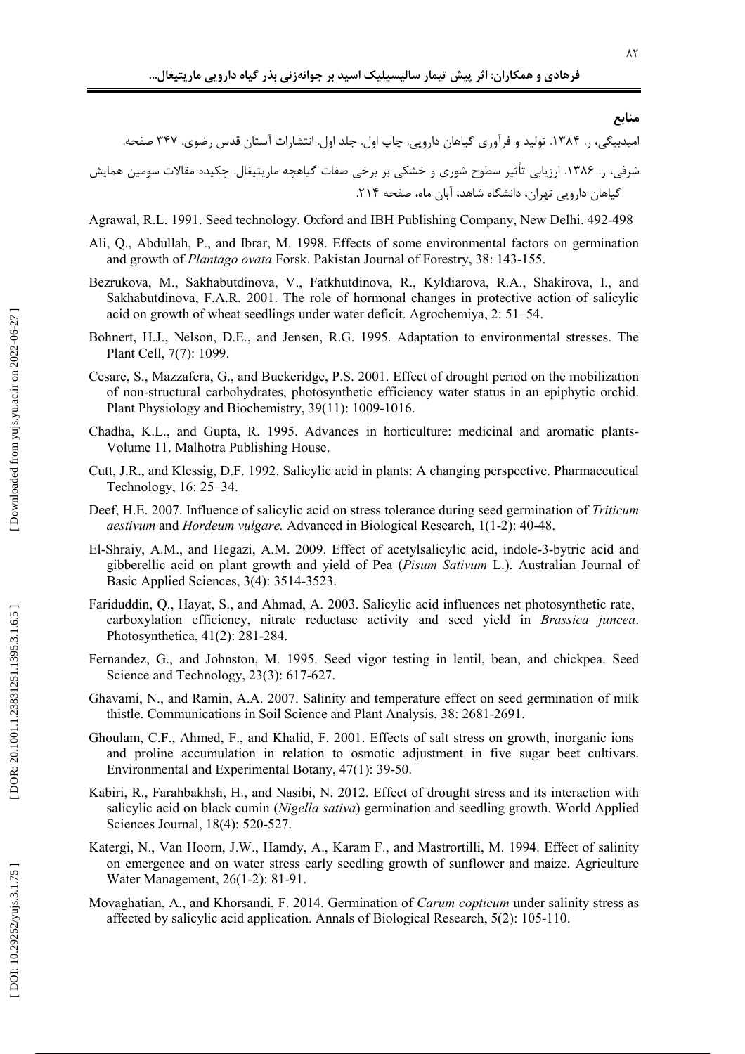## منابع

امیدبیگی، ر. ۱۳۸۴. تولید و فرآوری گیاهان دارویی. چاپ اول. جلد اول. انتشارات آستان قدس رضوی. ۳۴۷ صفحه.

شرفی، ر. ۱۳۸۶. ارزیابی تأثیر سطوح شوری و خشکی بر برخی صفات گیاهچه ماریتیغال. چکیده مقالات سومین همایش گیاهان دارویی تهران، دانشگاه شاهد، آبان ماه، صفحه ۲۱۴.

Agrawal, R.L. 1991. Seed technology. Oxford and IBH Publishing Company, New Delhi. 492-498

Ali, Q., Abdullah, P., and Ibrar, M. 1998. Effects of some environmental factors on germination and growth of *Plantago ovata* Forsk. Pakistan Journal of Forestry, 38: 143-155.

Bezrukova, M., Sakhabutdinova, V., Fatkhutdinova, R., Kyldiarova, R.A., Shakirova, I., and Sakhabutdinova, F.A.R. 2001. The role of hormonal changes in protective action of salicylic acid on growth of wheat seedlings under water deficit. Agrochemiya, 2: 51–54.

Bohnert, H.J., Nelson, D.E., and Jensen, R.G. 1995. Adaptation to environmental stresses. The Plant Cell, 7(7): 1099.

Cesare, S., Mazzafera, G., and Buckeridge, P.S. 2001. Effect of drought period on the mobilization of non-structural carbohydrates, photosynthetic efficiency water status in an epiphytic orchid. Plant Physiology and Biochemistry, 39(11): 1009-1016.

Chadha, K.L., and Gupta, R. 1995. Advances in horticulture: medicinal and aromatic plants- Volume 11. Malhotra Publishing House.

Cutt, J.R., and Klessig, D.F. 1992. Salicylic acid in plants: A changing perspective. Pharmaceutical Technology, 16: 25–34.

Deef, H.E. 2007. Influence of salicylic acid on stress tolerance during seed germination of *Triticum aestivum* and *Hordeum vulgare.* Advanced in Biological Research, 1(1-2): 40-48.

El-Shraiy, A.M., and Hegazi, A.M. 2009. Effect of acetylsalicylic acid, indole-3-bytric acid and gibberellic acid on plant growth and yield of Pea (*Pisum Sativum* L.). Australian Journal of Basic Applied Sciences, 3(4): 3514-3523.

Fariduddin, Q., Hayat, S., and Ahmad, A. 2003. Salicylic acid influences net photosynthetic rate, carboxylation efficiency, nitrate reductase activity and seed yield in *Brassica juncea*. Photosynthetica, 41(2): 281-284.

Fernandez, G., and Johnston, M. 1995. Seed vigor testing in lentil, bean, and chickpea. Seed Science and Technology, 23(3): 617-627.

Ghavami, N., and Ramin, A.A. 2007. Salinity and temperature effect on seed germination of milk thistle. Communications in Soil Science and Plant Analysis, 38: 2681-2691.

Ghoulam, C.F., Ahmed, F., and Khalid, F. 2001. Effects of salt stress on growth, inorganic ions and proline accumulation in relation to osmotic adjustment in five sugar beet cultivars. Environmental and Experimental Botany, 47(1): 39-50.

Kabiri, R., Farahbakhsh, H., and Nasibi, N. 2012. Effect of drought stress and its interaction with salicylic acid on black cumin (*Nigella sativa*) germination and seedling growth. World Applied Sciences Journal, 18(4): 520-527.

Katergi, N., Van Hoorn, J.W., Hamdy, A., Karam F., and Mastrortilli, M. 1994. Effect of salinity on emergence and on water stress early seedling growth of sunflower and maize. Agriculture Water Management, 26(1-2): 81-91.

Movaghatian, A., and Khorsandi, F. 2014. Germination of *Carum copticum* under salinity stress as affected by salicylic acid application. Annals of Biological Research, 5(2): 105-110.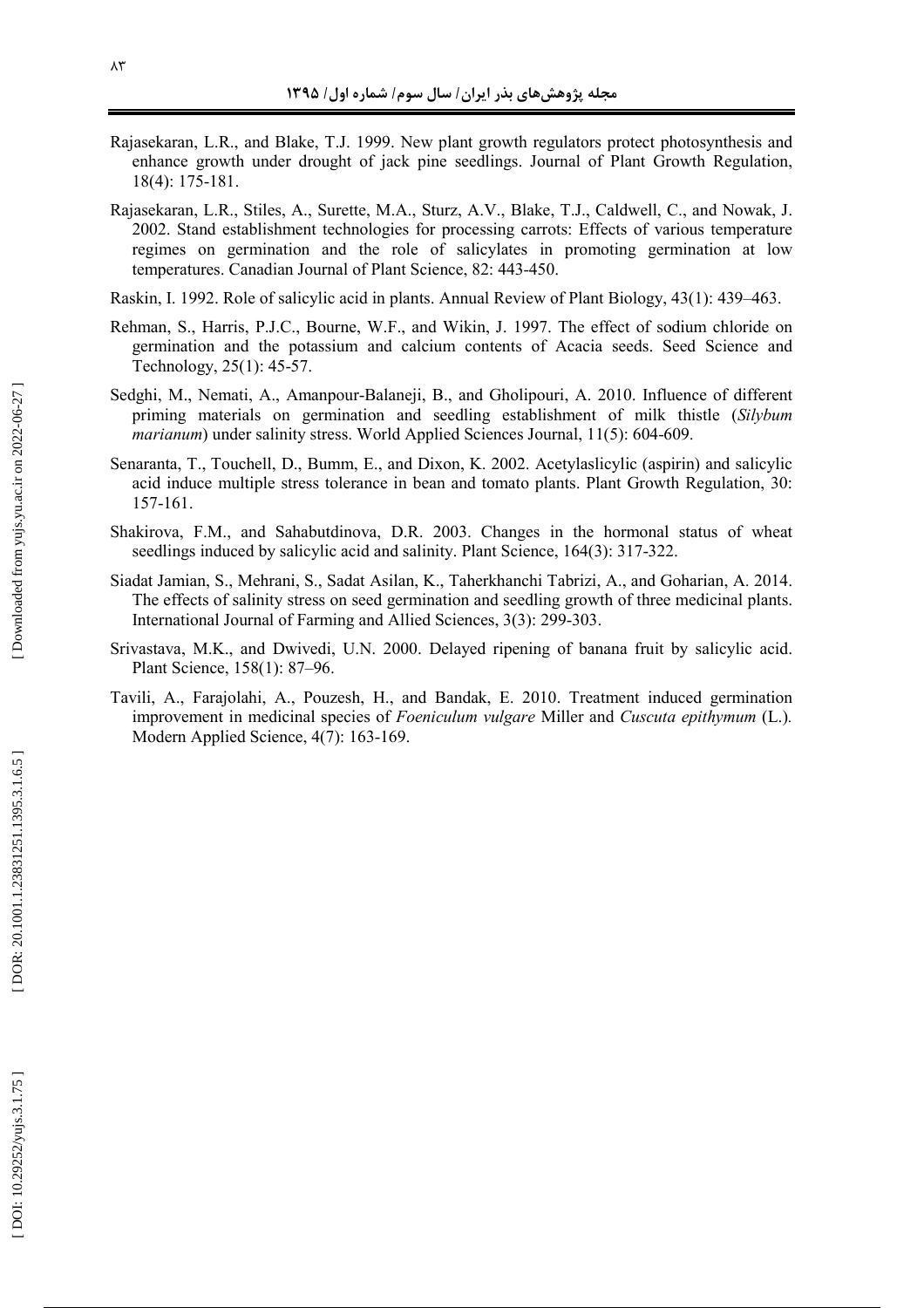Rajasekaran, L.R., and Blake, T.J. 1999. New plant growth regulators protect photosynthesis and enhance growth under drought of jack pine seedlings. Journal of Plant Growth Regulation, 18(4): 175-181.

Rajasekaran, L.R., Stiles, A., Surette, M.A., Sturz, A.V., Blake, T.J., Caldwell, C., and Nowak, J. 2002. Stand establishment technologies for processing carrots: Effects of various temperature regimes on germination and the role of salicylates in promoting germination at low temperatures. Canadian Journal of Plant Science, 82: 443-450.

Raskin, I. 1992. Role of salicylic acid in plants. Annual Review of Plant Biology, 43(1): 439–463.

Rehman, S., Harris, P.J.C., Bourne, W.F., and Wikin, J. 1997. The effect of sodium chloride on germination and the potassium and calcium contents of Acacia seeds. Seed Science and Technology, 25(1): 45-57.

Sedghi, M., Nemati, A., Amanpour-Balaneji, B., and Gholipouri, A. 2010. Influence of different priming materials on germination and seedling establishment of milk thistle (*Silybum marianum*) under salinity stress. World Applied Sciences Journal, 11(5): 604-609.

Senaranta, T., Touchell, D., Bumm, E., and Dixon, K. 2002. Acetylaslicylic (aspirin) and salicylic acid induce multiple stress tolerance in bean and tomato plants. Plant Growth Regulation, 30: 157-161.

Shakirova, F.M., and Sahabutdinova, D.R. 2003. Changes in the hormonal status of wheat seedlings induced by salicylic acid and salinity. Plant Science, 164(3): 317-322.

Siadat Jamian, S., Mehrani, S., Sadat Asilan, K., Taherkhanchi Tabrizi, A., and Goharian, A. 2014. The effects of salinity stress on seed germination and seedling growth of three medicinal plants. International Journal of Farming and Allied Sciences, 3(3): 299-303.

Srivastava, M.K., and Dwivedi, U.N. 2000. Delayed ripening of banana fruit by salicylic acid. Plant Science, 158(1): 87–96.

Tavili, A., Farajolahi, A., Pouzesh, H., and Bandak, E. 2010. Treatment induced germination improvement in medicinal species of *Foeniculum vulgare* Miller and *Cuscuta epithymum* (L.). Modern Applied Science, 4(7): 163-169.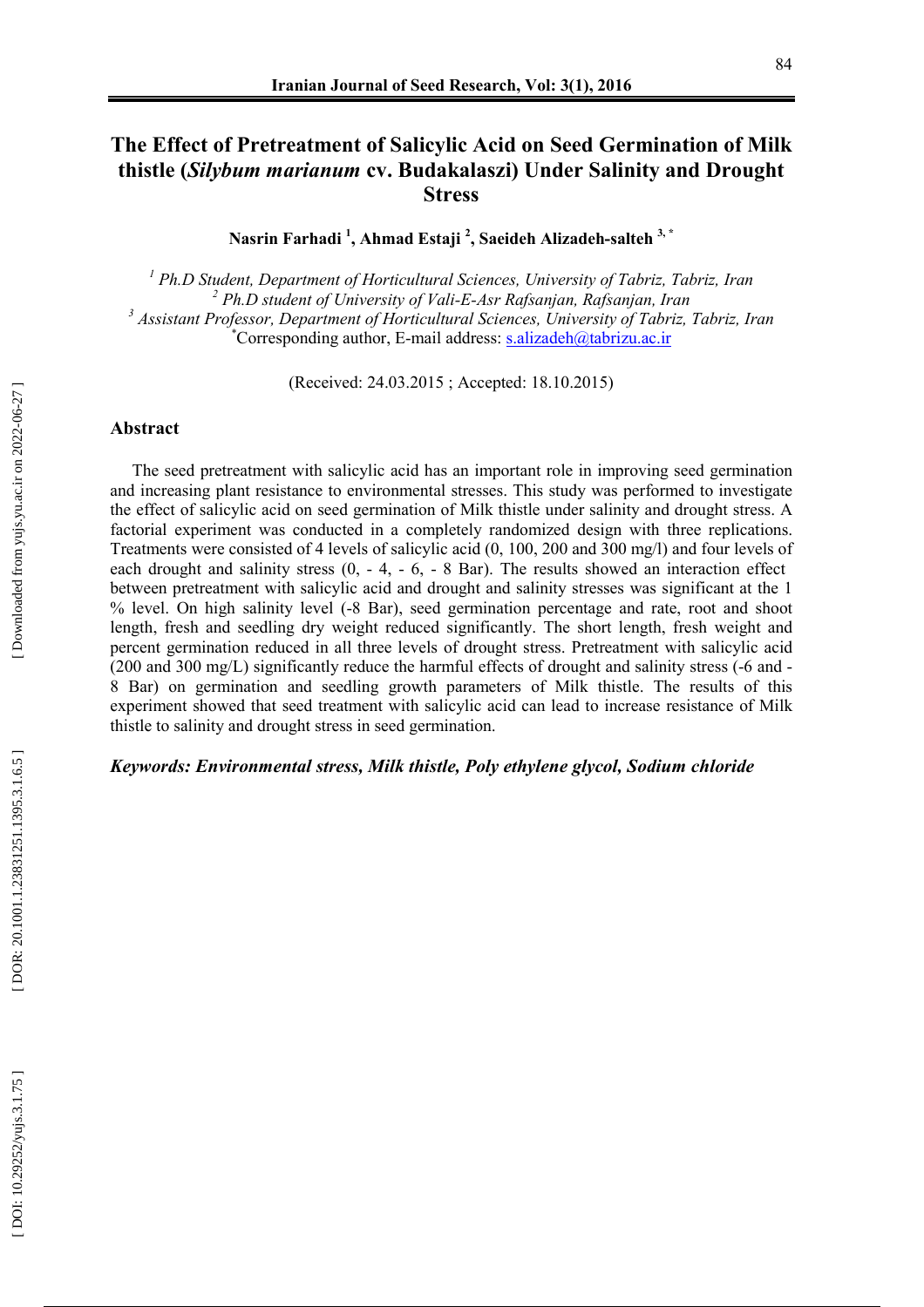# The Effect of Pretreatment of Salicylic Acid on Seed Germination of Milk thistle (*Silybum marianum* cv. Budakalaszi) Under Salinity and Drought Stress

**Nasrin Farhadi [1], Ahmad Estaji [2], Saeideh Alizadeh-salteh [3,*]**

*[1] Ph.D Student, Department of Horticultural Sciences, University of Tabriz, Tabriz, Iran*
*[2] Ph.D student of University of Vali-E-Asr Rafsanjan, Rafsanjan, Iran*
*[3] Assistant Professor, Department of Horticultural Sciences, University of Tabriz, Tabriz, Iran*
[*]Corresponding author, E-mail address: s.alizadeh@tabrizu.ac.ir

(Received: 24.03.2015 ; Accepted: 18.10.2015)

## Abstract

The seed pretreatment with salicylic acid has an important role in improving seed germination and increasing plant resistance to environmental stresses. This study was performed to investigate the effect of salicylic acid on seed germination of Milk thistle under salinity and drought stress. A factorial experiment was conducted in a completely randomized design with three replications. Treatments were consisted of 4 levels of salicylic acid (0, 100, 200 and 300 mg/l) and four levels of each drought and salinity stress (0, - 4, - 6, - 8 Bar). The results showed an interaction effect between pretreatment with salicylic acid and drought and salinity stresses was significant at the 1 % level. On high salinity level (-8 Bar), seed germination percentage and rate, root and shoot length, fresh and seedling dry weight reduced significantly. The short length, fresh weight and percent germination reduced in all three levels of drought stress. Pretreatment with salicylic acid (200 and 300 mg/L) significantly reduce the harmful effects of drought and salinity stress (-6 and -8 Bar) on germination and seedling growth parameters of Milk thistle. The results of this experiment showed that seed treatment with salicylic acid can lead to increase resistance of Milk thistle to salinity and drought stress in seed germination.

***Keywords: Environmental stress, Milk thistle, Poly ethylene glycol, Sodium chloride***